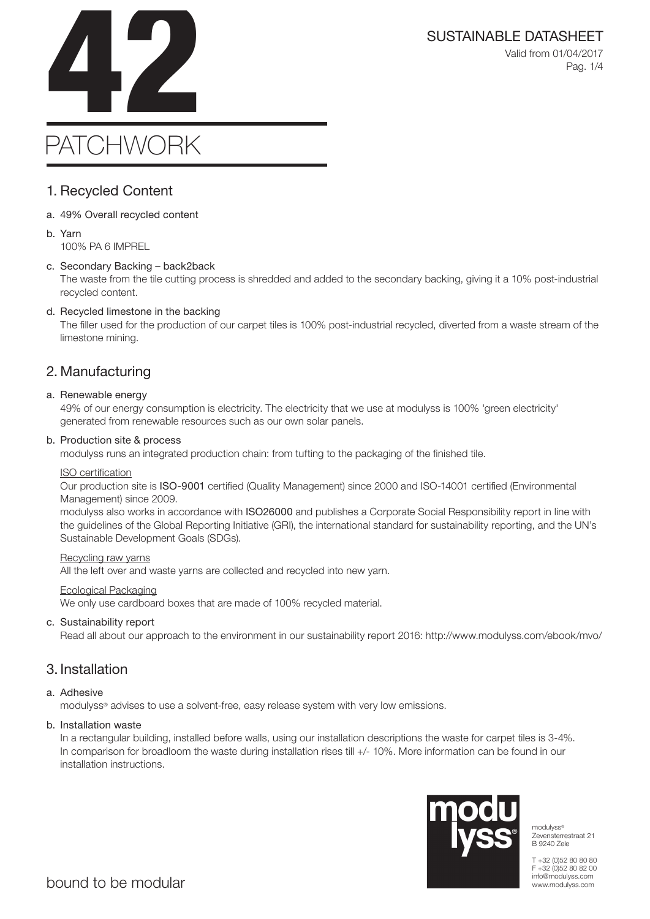# 42

# PATCHWORK

SUSTAINABLE DATASHEET

Valid from 01/04/2017

## 1. Recycled Content

a. 49% Overall recycled content

b. Yarn
100% PA 6 IMPREL

c. Secondary Backing – back2back
The waste from the tile cutting process is shredded and added to the secondary backing, giving it a 10% post-industrial recycled content.

d. Recycled limestone in the backing
The filler used for the production of our carpet tiles is 100% post-industrial recycled, diverted from a waste stream of the limestone mining.

## 2. Manufacturing

a. Renewable energy
49% of our energy consumption is electricity. The electricity that we use at modulyss is 100% 'green electricity' generated from renewable resources such as our own solar panels.

b. Production site & process
modulyss runs an integrated production chain: from tufting to the packaging of the finished tile.

ISO certification
Our production site is ISO-9001 certified (Quality Management) since 2000 and ISO-14001 certified (Environmental Management) since 2009.
modulyss also works in accordance with ISO26000 and publishes a Corporate Social Responsibility report in line with the guidelines of the Global Reporting Initiative (GRI), the international standard for sustainability reporting, and the UN's Sustainable Development Goals (SDGs).

Recycling raw yarns
All the left over and waste yarns are collected and recycled into new yarn.

Ecological Packaging
We only use cardboard boxes that are made of 100% recycled material.

c. Sustainability report
Read all about our approach to the environment in our sustainability report 2016: http://www.modulyss.com/ebook/mvo/

## 3. Installation

a. Adhesive
modulyss® advises to use a solvent-free, easy release system with very low emissions.

b. Installation waste
In a rectangular building, installed before walls, using our installation descriptions the waste for carpet tiles is 3-4%. In comparison for broadloom the waste during installation rises till +/- 10%. More information can be found in our installation instructions.

modulyss®
Zevensterrestraat 21
B 9240 Zele

T +32 (0)52 80 80 80
F +32 (0)52 80 82 00
info@modulyss.com
www.modulyss.com

bound to be modular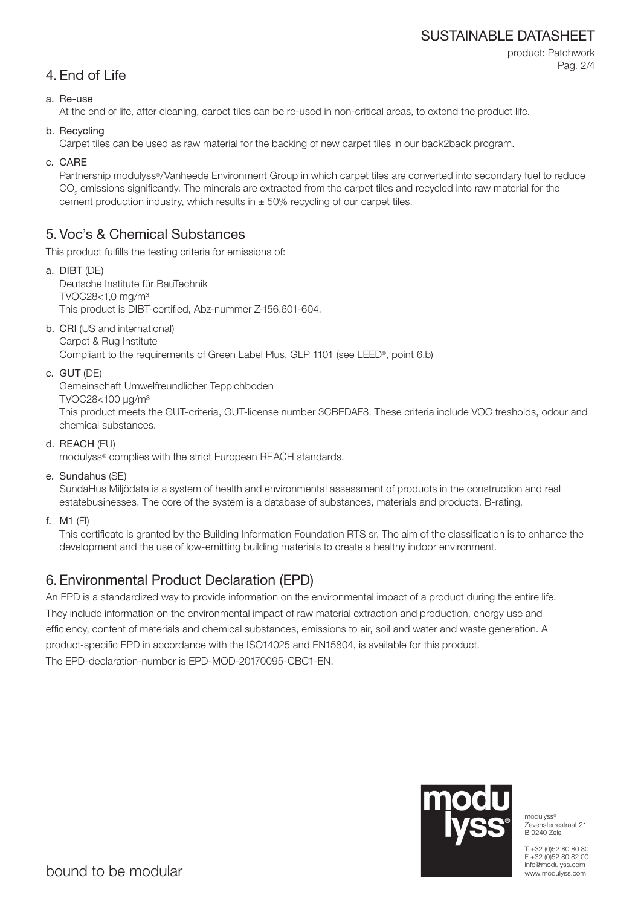## 4. End of Life

a. Re-use

At the end of life, after cleaning, carpet tiles can be re-used in non-critical areas, to extend the product life.

b. Recycling

Carpet tiles can be used as raw material for the backing of new carpet tiles in our back2back program.

c. CARE

Partnership modulyss®/Vanheede Environment Group in which carpet tiles are converted into secondary fuel to reduce $CO_2$ emissions significantly. The minerals are extracted from the carpet tiles and recycled into raw material for the cement production industry, which results in ± 50% recycling of our carpet tiles.

## 5. Voc's & Chemical Substances

This product fulfills the testing criteria for emissions of:

a. **DIBT** (DE)
Deutsche Institute für BauTechnik
TVOC28<1,0 mg/m³
This product is DIBT-certified, Abz-nummer Z-156.601-604.

b. **CRI** (US and international)
Carpet & Rug Institute
Compliant to the requirements of Green Label Plus, GLP 1101 (see LEED®, point 6.b)

c. **GUT** (DE)
Gemeinschaft Umwelfreundlicher Teppichboden
TVOC28<100 µg/m³
This product meets the GUT-criteria, GUT-license number 3CBEDAF8. These criteria include VOC tresholds, odour and chemical substances.

d. **REACH** (EU)
modulyss® complies with the strict European REACH standards.

e. **Sundahus** (SE)
SundaHus Miljödata is a system of health and environmental assessment of products in the construction and real estatebusinesses. The core of the system is a database of substances, materials and products. B-rating.

f. **M1** (FI)
This certificate is granted by the Building Information Foundation RTS sr. The aim of the classification is to enhance the development and the use of low-emitting building materials to create a healthy indoor environment.

## 6. Environmental Product Declaration (EPD)

An EPD is a standardized way to provide information on the environmental impact of a product during the entire life. They include information on the environmental impact of raw material extraction and production, energy use and efficiency, content of materials and chemical substances, emissions to air, soil and water and waste generation. A product-specific EPD in accordance with the ISO14025 and EN15804, is available for this product.
The EPD-declaration-number is EPD-MOD-20170095-CBC1-EN.

modulyss®
Zevensterrestraat 21
B 9240 Zele

T +32 (0)52 80 80 80
F +32 (0)52 80 82 00
info@modulyss.com
www.modulyss.com

bound to be modular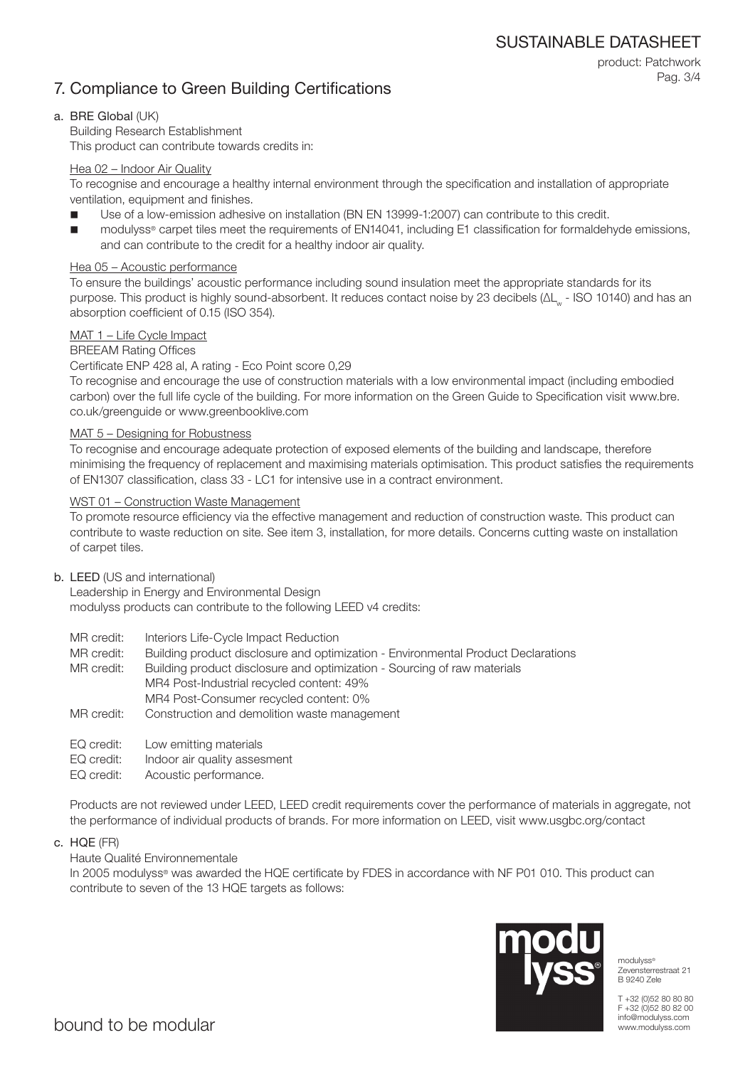## 7. Compliance to Green Building Certifications

a. **BRE Global** (UK)

Building Research Establishment

This product can contribute towards credits in:

Hea 02 – Indoor Air Quality

To recognise and encourage a healthy internal environment through the specification and installation of appropriate ventilation, equipment and finishes.

- Use of a low-emission adhesive on installation (BN EN 13999-1:2007) can contribute to this credit.
- modulyss® carpet tiles meet the requirements of EN14041, including E1 classification for formaldehyde emissions, and can contribute to the credit for a healthy indoor air quality.

Hea 05 – Acoustic performance

To ensure the buildings' acoustic performance including sound insulation meet the appropriate standards for its purpose. This product is highly sound-absorbent. It reduces contact noise by 23 decibels ($\Delta L_w$ - ISO 10140) and has an absorption coefficient of 0.15 (ISO 354).

MAT 1 – Life Cycle Impact

BREEAM Rating Offices

Certificate ENP 428 al, A rating - Eco Point score 0,29

To recognise and encourage the use of construction materials with a low environmental impact (including embodied carbon) over the full life cycle of the building. For more information on the Green Guide to Specification visit www.bre.co.uk/greenguide or www.greenbooklive.com

MAT 5 – Designing for Robustness

To recognise and encourage adequate protection of exposed elements of the building and landscape, therefore minimising the frequency of replacement and maximising materials optimisation. This product satisfies the requirements of EN1307 classification, class 33 - LC1 for intensive use in a contract environment.

WST 01 – Construction Waste Management

To promote resource efficiency via the effective management and reduction of construction waste. This product can contribute to waste reduction on site. See item 3, installation, for more details. Concerns cutting waste on installation of carpet tiles.

b. **LEED** (US and international)

Leadership in Energy and Environmental Design

modulyss products can contribute to the following LEED v4 credits:

MR credit: Interiors Life-Cycle Impact Reduction
MR credit: Building product disclosure and optimization - Environmental Product Declarations
MR credit: Building product disclosure and optimization - Sourcing of raw materials
MR4 Post-Industrial recycled content: 49%
MR4 Post-Consumer recycled content: 0%
MR credit: Construction and demolition waste management

EQ credit: Low emitting materials
EQ credit: Indoor air quality assesment
EQ credit: Acoustic performance.

Products are not reviewed under LEED, LEED credit requirements cover the performance of materials in aggregate, not the performance of individual products of brands. For more information on LEED, visit www.usgbc.org/contact

c. **HQE** (FR)

Haute Qualité Environnementale

In 2005 modulyss® was awarded the HQE certificate by FDES in accordance with NF P01 010. This product can contribute to seven of the 13 HQE targets as follows: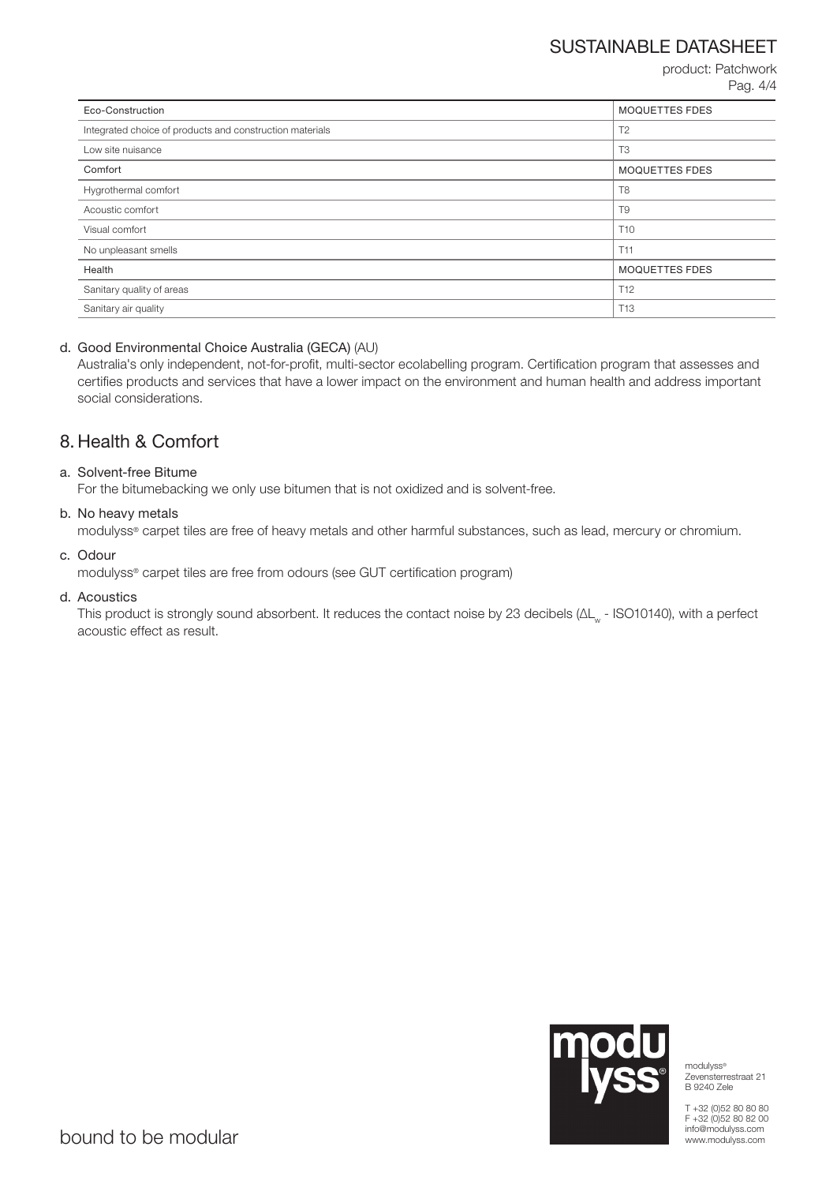| Eco-Construction | MOQUETTES FDES |
| --- | --- |
| Integrated choice of products and construction materials | T2 |
| Low site nuisance | T3 |
| Comfort | MOQUETTES FDES |
| Hygrothermal comfort | T8 |
| Acoustic comfort | T9 |
| Visual comfort | T10 |
| No unpleasant smells | T11 |
| Health | MOQUETTES FDES |
| Sanitary quality of areas | T12 |
| Sanitary air quality | T13 |

d. Good Environmental Choice Australia (GECA) (AU)

Australia's only independent, not-for-profit, multi-sector ecolabelling program. Certification program that assesses and certifies products and services that have a lower impact on the environment and human health and address important social considerations.

## 8. Health & Comfort

a. Solvent-free Bitume

For the bitumebacking we only use bitumen that is not oxidized and is solvent-free.

b. No heavy metals

modulyss® carpet tiles are free of heavy metals and other harmful substances, such as lead, mercury or chromium.

c. Odour

modulyss® carpet tiles are free from odours (see GUT certification program)

d. Acoustics

This product is strongly sound absorbent. It reduces the contact noise by 23 decibels ($\Delta L_w$ - ISO10140), with a perfect acoustic effect as result.

bound to be modular

modulyss®
Zevensterrestraat 21
B 9240 Zele

T +32 (0)52 80 80 80
F +32 (0)52 80 82 00
info@modulyss.com
www.modulyss.com